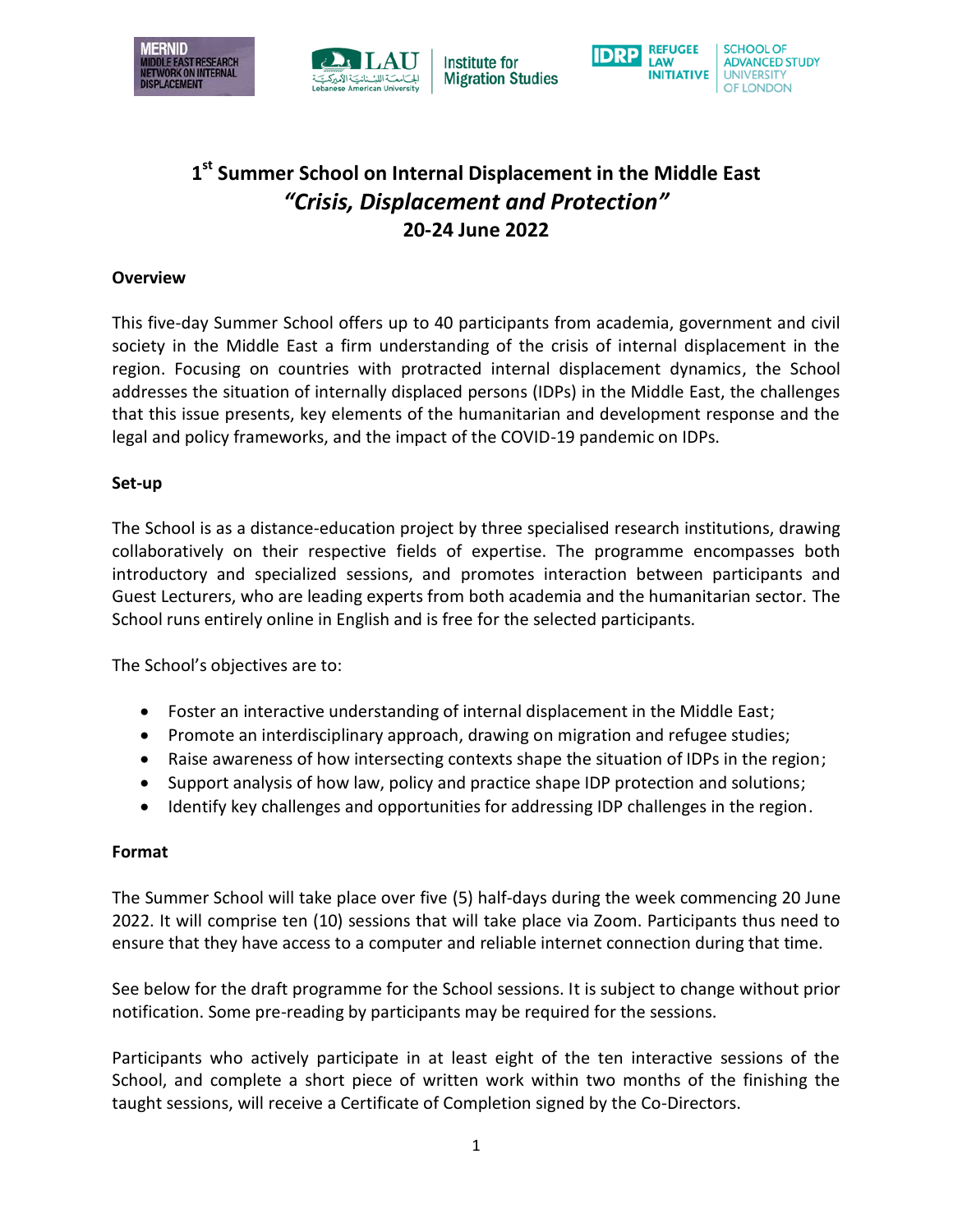# 1st Summer School on Internal Displacement in the Middle East

## *"Crisis, Displacement and Protection"*

## 20-24 June 2022

**Overview**

This five-day Summer School offers up to 40 participants from academia, government and civil society in the Middle East a firm understanding of the crisis of internal displacement in the region. Focusing on countries with protracted internal displacement dynamics, the School addresses the situation of internally displaced persons (IDPs) in the Middle East, the challenges that this issue presents, key elements of the humanitarian and development response and the legal and policy frameworks, and the impact of the COVID-19 pandemic on IDPs.

**Set-up**

The School is as a distance-education project by three specialised research institutions, drawing collaboratively on their respective fields of expertise. The programme encompasses both introductory and specialized sessions, and promotes interaction between participants and Guest Lecturers, who are leading experts from both academia and the humanitarian sector. The School runs entirely online in English and is free for the selected participants.

The School's objectives are to:

- Foster an interactive understanding of internal displacement in the Middle East;
- Promote an interdisciplinary approach, drawing on migration and refugee studies;
- Raise awareness of how intersecting contexts shape the situation of IDPs in the region;
- Support analysis of how law, policy and practice shape IDP protection and solutions;
- Identify key challenges and opportunities for addressing IDP challenges in the region.

**Format**

The Summer School will take place over five (5) half-days during the week commencing 20 June 2022. It will comprise ten (10) sessions that will take place via Zoom. Participants thus need to ensure that they have access to a computer and reliable internet connection during that time.

See below for the draft programme for the School sessions. It is subject to change without prior notification. Some pre-reading by participants may be required for the sessions.

Participants who actively participate in at least eight of the ten interactive sessions of the School, and complete a short piece of written work within two months of the finishing the taught sessions, will receive a Certificate of Completion signed by the Co-Directors.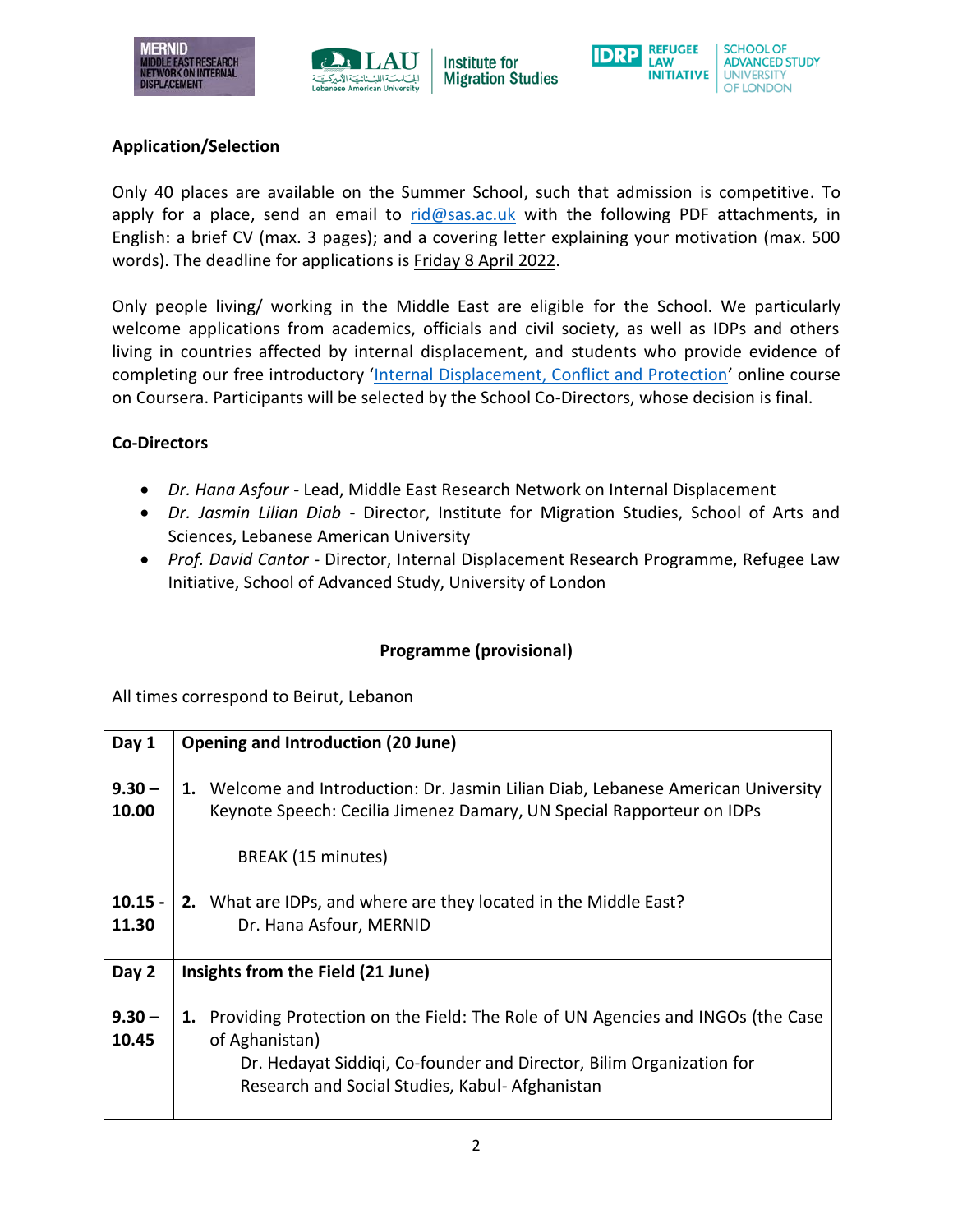**Application/Selection**

Only 40 places are available on the Summer School, such that admission is competitive. To apply for a place, send an email to rid@sas.ac.uk with the following PDF attachments, in English: a brief CV (max. 3 pages); and a covering letter explaining your motivation (max. 500 words). The deadline for applications is Friday 8 April 2022.

Only people living/ working in the Middle East are eligible for the School. We particularly welcome applications from academics, officials and civil society, as well as IDPs and others living in countries affected by internal displacement, and students who provide evidence of completing our free introductory 'Internal Displacement, Conflict and Protection' online course on Coursera. Participants will be selected by the School Co-Directors, whose decision is final.

**Co-Directors**

- *Dr. Hana Asfour* - Lead, Middle East Research Network on Internal Displacement
- *Dr. Jasmin Lilian Diab* - Director, Institute for Migration Studies, School of Arts and Sciences, Lebanese American University
- *Prof. David Cantor* - Director, Internal Displacement Research Programme, Refugee Law Initiative, School of Advanced Study, University of London

**Programme (provisional)**

All times correspond to Beirut, Lebanon

| Day 1 | Opening and Introduction (20 June) |
|---|---|
| 9.30 – 10.00 | 1. Welcome and Introduction: Dr. Jasmin Lilian Diab, Lebanese American University<br>Keynote Speech: Cecilia Jimenez Damary, UN Special Rapporteur on IDPs<br><br>BREAK (15 minutes) |
| 10.15 - 11.30 | 2. What are IDPs, and where are they located in the Middle East?<br>Dr. Hana Asfour, MERNID |
| **Day 2** | **Insights from the Field (21 June)** |
| 9.30 – 10.45 | 1. Providing Protection on the Field: The Role of UN Agencies and INGOs (the Case of Aghanistan)<br>Dr. Hedayat Siddiqi, Co-founder and Director, Bilim Organization for Research and Social Studies, Kabul- Afghanistan |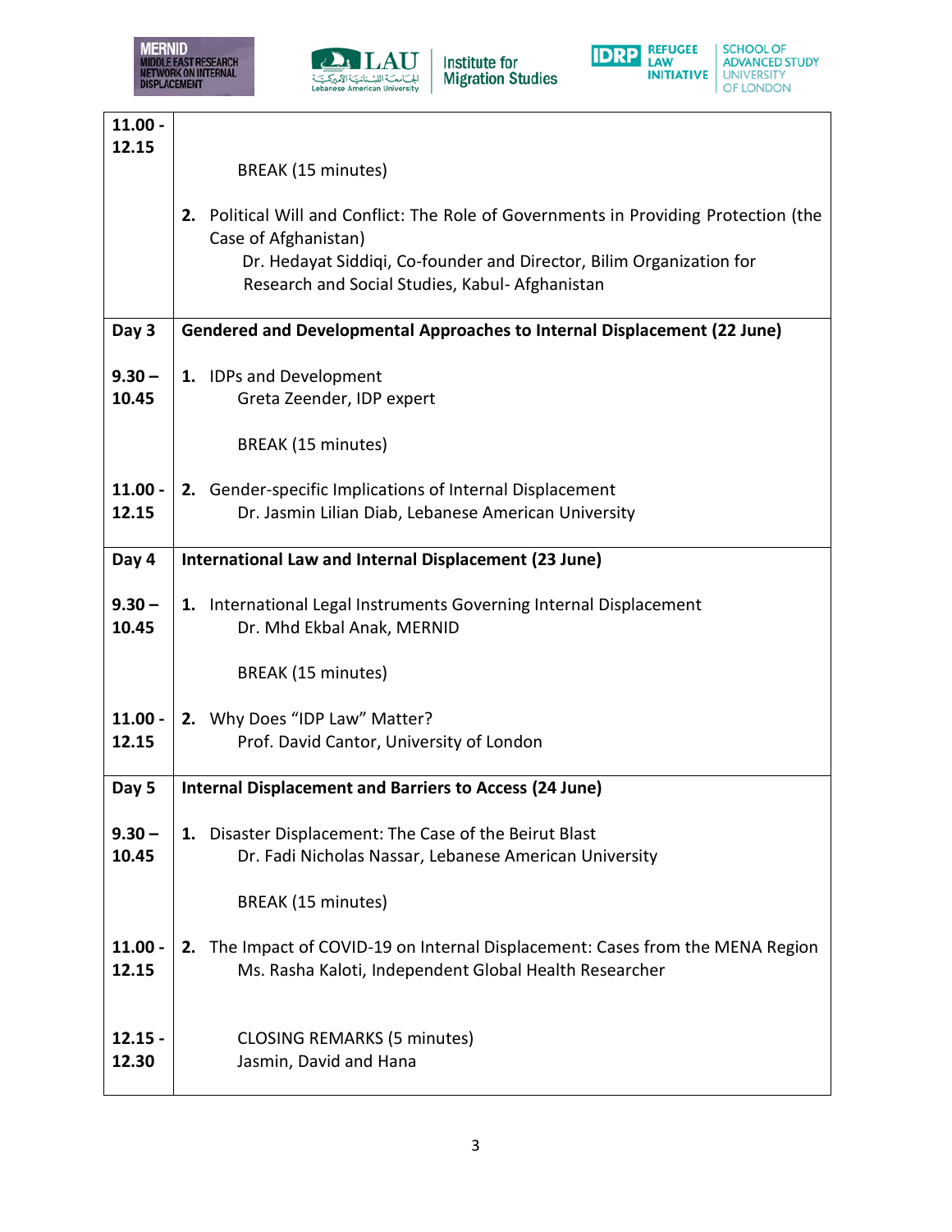| | |
|---|---|
| **11.00 - 12.15** | BREAK (15 minutes)<br><br>**2.** Political Will and Conflict: The Role of Governments in Providing Protection (the Case of Afghanistan)<br>Dr. Hedayat Siddiqi, Co-founder and Director, Bilim Organization for Research and Social Studies, Kabul- Afghanistan |
| **Day 3** | **Gendered and Developmental Approaches to Internal Displacement (22 June)** |
| **9.30 – 10.45** | **1.** IDPs and Development<br>Greta Zeender, IDP expert<br><br>BREAK (15 minutes) |
| **11.00 - 12.15** | **2.** Gender-specific Implications of Internal Displacement<br>Dr. Jasmin Lilian Diab, Lebanese American University |
| **Day 4** | **International Law and Internal Displacement (23 June)** |
| **9.30 – 10.45** | **1.** International Legal Instruments Governing Internal Displacement<br>Dr. Mhd Ekbal Anak, MERNID<br><br>BREAK (15 minutes) |
| **11.00 - 12.15** | **2.** Why Does "IDP Law" Matter?<br>Prof. David Cantor, University of London |
| **Day 5** | **Internal Displacement and Barriers to Access (24 June)** |
| **9.30 – 10.45** | **1.** Disaster Displacement: The Case of the Beirut Blast<br>Dr. Fadi Nicholas Nassar, Lebanese American University<br><br>BREAK (15 minutes) |
| **11.00 - 12.15** | **2.** The Impact of COVID-19 on Internal Displacement: Cases from the MENA Region<br>Ms. Rasha Kaloti, Independent Global Health Researcher |
| **12.15 - 12.30** | CLOSING REMARKS (5 minutes)<br>Jasmin, David and Hana |